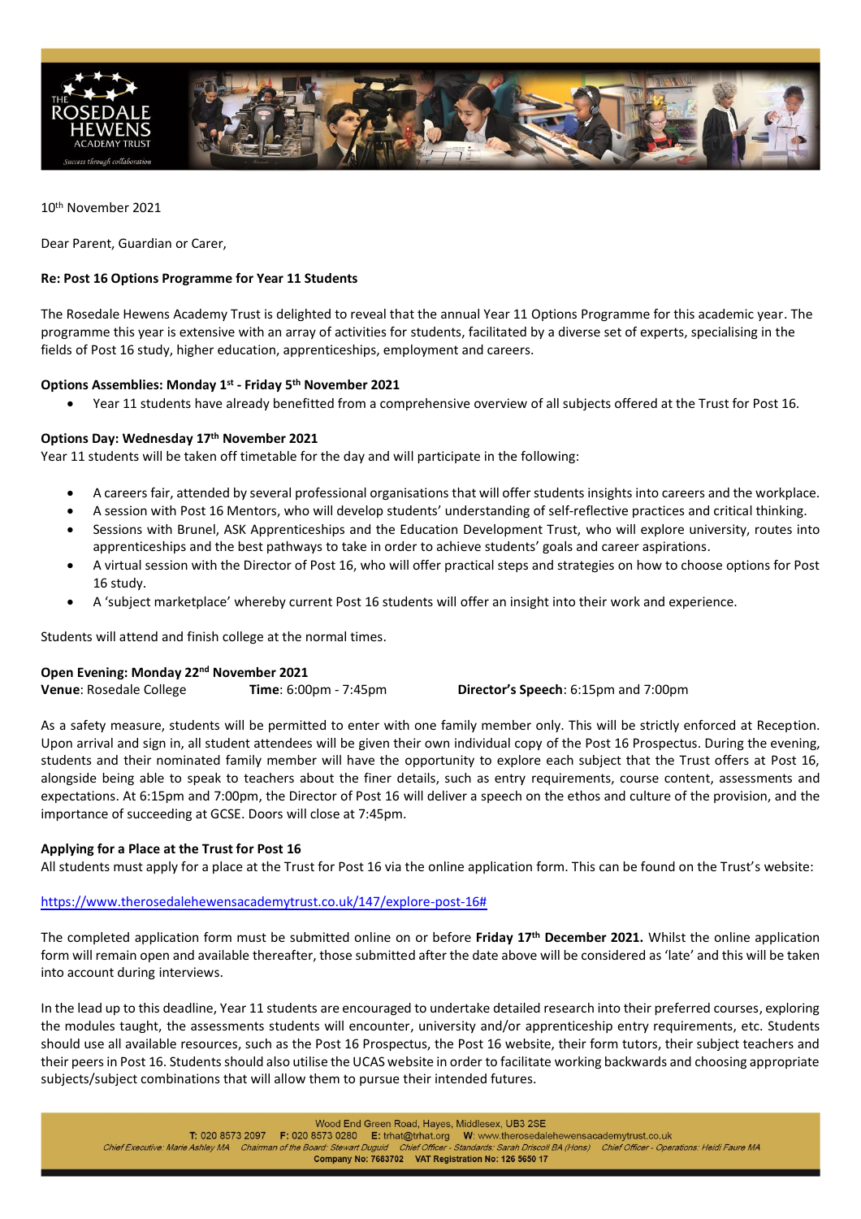10th November 2021

Dear Parent, Guardian or Carer,

**Re: Post 16 Options Programme for Year 11 Students**

The Rosedale Hewens Academy Trust is delighted to reveal that the annual Year 11 Options Programme for this academic year. The programme this year is extensive with an array of activities for students, facilitated by a diverse set of experts, specialising in the fields of Post 16 study, higher education, apprenticeships, employment and careers.

**Options Assemblies: Monday 1st - Friday 5th November 2021**

- Year 11 students have already benefitted from a comprehensive overview of all subjects offered at the Trust for Post 16.

**Options Day: Wednesday 17th November 2021**

Year 11 students will be taken off timetable for the day and will participate in the following:

- A careers fair, attended by several professional organisations that will offer students insights into careers and the workplace.
- A session with Post 16 Mentors, who will develop students' understanding of self-reflective practices and critical thinking.
- Sessions with Brunel, ASK Apprenticeships and the Education Development Trust, who will explore university, routes into apprenticeships and the best pathways to take in order to achieve students' goals and career aspirations.
- A virtual session with the Director of Post 16, who will offer practical steps and strategies on how to choose options for Post 16 study.
- A 'subject marketplace' whereby current Post 16 students will offer an insight into their work and experience.

Students will attend and finish college at the normal times.

**Open Evening: Monday 22nd November 2021**

**Venue**: Rosedale College **Time**: 6:00pm - 7:45pm **Director's Speech**: 6:15pm and 7:00pm

As a safety measure, students will be permitted to enter with one family member only. This will be strictly enforced at Reception. Upon arrival and sign in, all student attendees will be given their own individual copy of the Post 16 Prospectus. During the evening, students and their nominated family member will have the opportunity to explore each subject that the Trust offers at Post 16, alongside being able to speak to teachers about the finer details, such as entry requirements, course content, assessments and expectations. At 6:15pm and 7:00pm, the Director of Post 16 will deliver a speech on the ethos and culture of the provision, and the importance of succeeding at GCSE. Doors will close at 7:45pm.

**Applying for a Place at the Trust for Post 16**

All students must apply for a place at the Trust for Post 16 via the online application form. This can be found on the Trust's website:

https://www.therosedalehewensacademytrust.co.uk/147/explore-post-16#

The completed application form must be submitted online on or before **Friday 17th December 2021.** Whilst the online application form will remain open and available thereafter, those submitted after the date above will be considered as 'late' and this will be taken into account during interviews.

In the lead up to this deadline, Year 11 students are encouraged to undertake detailed research into their preferred courses, exploring the modules taught, the assessments students will encounter, university and/or apprenticeship entry requirements, etc. Students should use all available resources, such as the Post 16 Prospectus, the Post 16 website, their form tutors, their subject teachers and their peers in Post 16. Students should also utilise the UCAS website in order to facilitate working backwards and choosing appropriate subjects/subject combinations that will allow them to pursue their intended futures.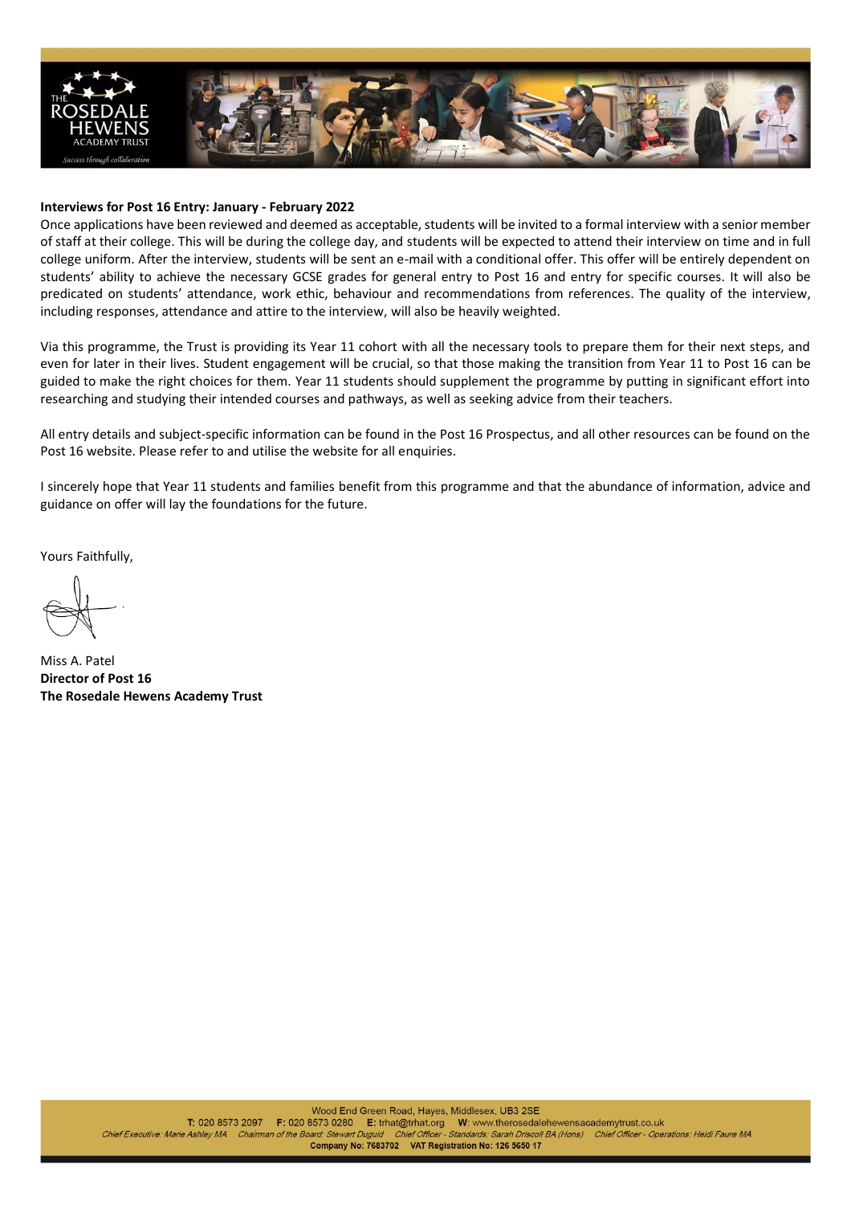**Interviews for Post 16 Entry: January - February 2022**

Once applications have been reviewed and deemed as acceptable, students will be invited to a formal interview with a senior member of staff at their college. This will be during the college day, and students will be expected to attend their interview on time and in full college uniform. After the interview, students will be sent an e-mail with a conditional offer. This offer will be entirely dependent on students' ability to achieve the necessary GCSE grades for general entry to Post 16 and entry for specific courses. It will also be predicated on students' attendance, work ethic, behaviour and recommendations from references. The quality of the interview, including responses, attendance and attire to the interview, will also be heavily weighted.

Via this programme, the Trust is providing its Year 11 cohort with all the necessary tools to prepare them for their next steps, and even for later in their lives. Student engagement will be crucial, so that those making the transition from Year 11 to Post 16 can be guided to make the right choices for them. Year 11 students should supplement the programme by putting in significant effort into researching and studying their intended courses and pathways, as well as seeking advice from their teachers.

All entry details and subject-specific information can be found in the Post 16 Prospectus, and all other resources can be found on the Post 16 website. Please refer to and utilise the website for all enquiries.

I sincerely hope that Year 11 students and families benefit from this programme and that the abundance of information, advice and guidance on offer will lay the foundations for the future.

Yours Faithfully,

Miss A. Patel
**Director of Post 16**
**The Rosedale Hewens Academy Trust**